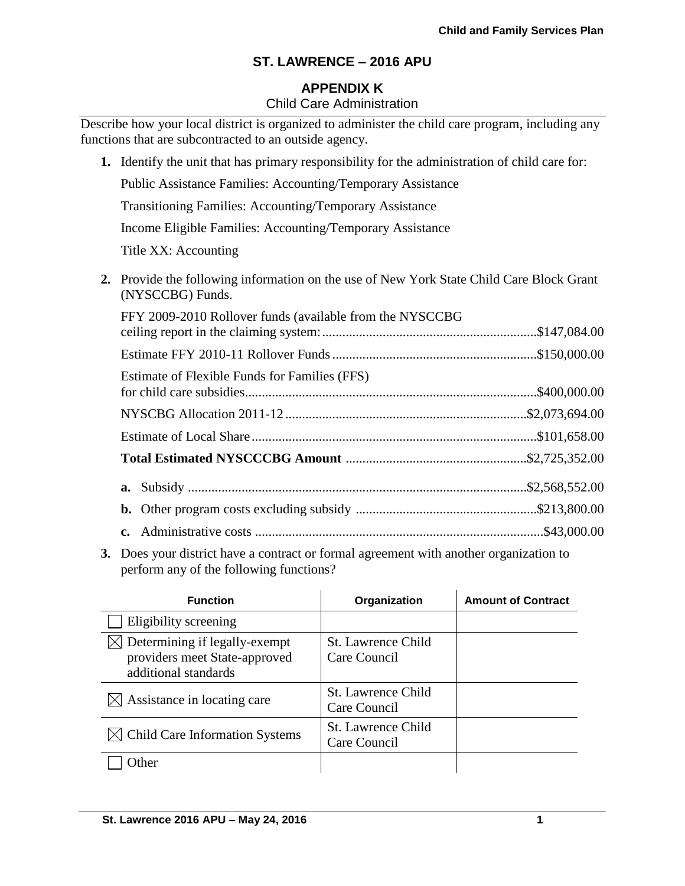# ST. LAWRENCE – 2016 APU

## APPENDIX K

Child Care Administration

Describe how your local district is organized to administer the child care program, including any functions that are subcontracted to an outside agency.

1. Identify the unit that has primary responsibility for the administration of child care for:

   Public Assistance Families: Accounting/Temporary Assistance

   Transitioning Families: Accounting/Temporary Assistance

   Income Eligible Families: Accounting/Temporary Assistance

   Title XX: Accounting

2. Provide the following information on the use of New York State Child Care Block Grant (NYSCCBG) Funds.

   FFY 2009-2010 Rollover funds (available from the NYSCCBG ceiling report in the claiming system: ....................$147,084.00

   Estimate FFY 2010-11 Rollover Funds ....................$150,000.00

   Estimate of Flexible Funds for Families (FFS) for child care subsidies....................$400,000.00

   NYSCBG Allocation 2011-12 ....................$2,073,694.00

   Estimate of Local Share ....................$101,658.00

   **Total Estimated NYSCCCBG Amount** ....................$2,725,352.00

   **a.** Subsidy ....................$2,568,552.00

   **b.** Other program costs excluding subsidy ....................$213,800.00

   **c.** Administrative costs ....................$43,000.00

3. Does your district have a contract or formal agreement with another organization to perform any of the following functions?

| Function | Organization | Amount of Contract |
|---|---|---|
| ☐ Eligibility screening | | |
| ☒ Determining if legally-exempt providers meet State-approved additional standards | St. Lawrence Child Care Council | |
| ☒ Assistance in locating care | St. Lawrence Child Care Council | |
| ☒ Child Care Information Systems | St. Lawrence Child Care Council | |
| ☐ Other | | |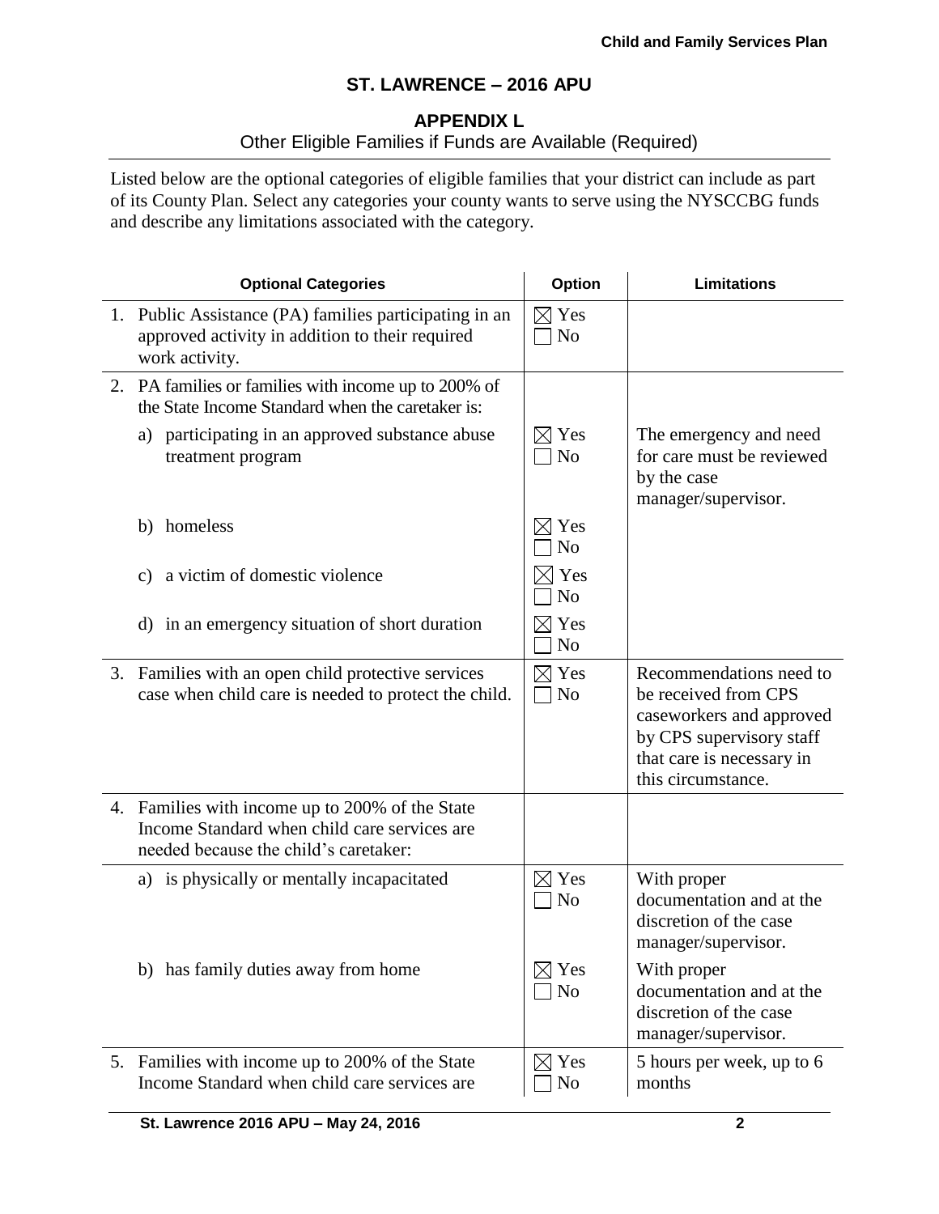## ST. LAWRENCE – 2016 APU

### APPENDIX L

Other Eligible Families if Funds are Available (Required)

Listed below are the optional categories of eligible families that your district can include as part of its County Plan. Select any categories your county wants to serve using the NYSCCBG funds and describe any limitations associated with the category.

| Optional Categories | Option | Limitations |
|---|---|---|
| 1. Public Assistance (PA) families participating in an approved activity in addition to their required work activity. | ☒ Yes ☐ No | |
| 2. PA families or families with income up to 200% of the State Income Standard when the caretaker is: | | |
| a) participating in an approved substance abuse treatment program | ☒ Yes ☐ No | The emergency and need for care must be reviewed by the case manager/supervisor. |
| b) homeless | ☒ Yes ☐ No | |
| c) a victim of domestic violence | ☒ Yes ☐ No | |
| d) in an emergency situation of short duration | ☒ Yes ☐ No | |
| 3. Families with an open child protective services case when child care is needed to protect the child. | ☒ Yes ☐ No | Recommendations need to be received from CPS caseworkers and approved by CPS supervisory staff that care is necessary in this circumstance. |
| 4. Families with income up to 200% of the State Income Standard when child care services are needed because the child's caretaker: | | |
| a) is physically or mentally incapacitated | ☒ Yes ☐ No | With proper documentation and at the discretion of the case manager/supervisor. |
| b) has family duties away from home | ☒ Yes ☐ No | With proper documentation and at the discretion of the case manager/supervisor. |
| 5. Families with income up to 200% of the State Income Standard when child care services are | ☒ Yes ☐ No | 5 hours per week, up to 6 months |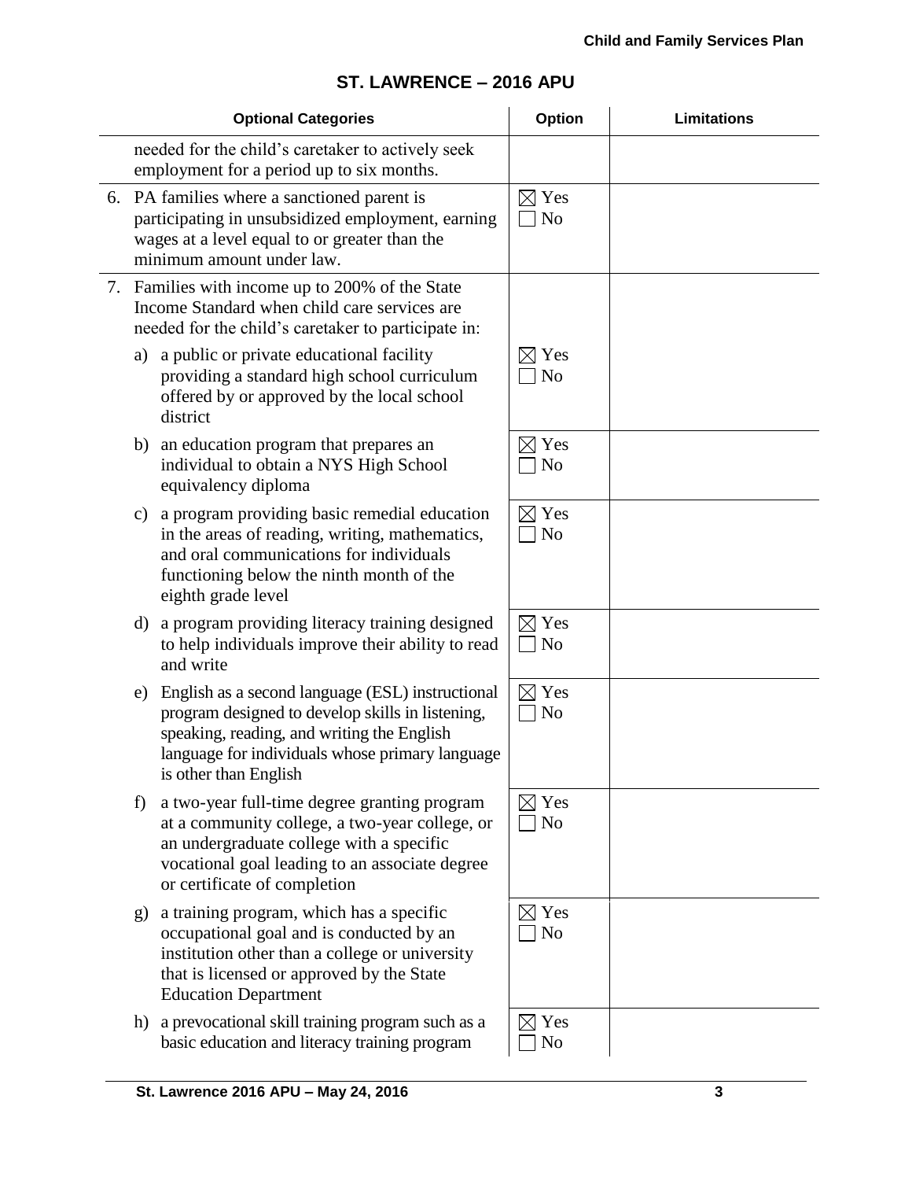## ST. LAWRENCE – 2016 APU

| Optional Categories | Option | Limitations |
|---|---|---|
| needed for the child's caretaker to actively seek employment for a period up to six months. | | |
| 6. PA families where a sanctioned parent is participating in unsubsidized employment, earning wages at a level equal to or greater than the minimum amount under law. | ☒ Yes ☐ No | |
| 7. Families with income up to 200% of the State Income Standard when child care services are needed for the child's caretaker to participate in: | | |
| a) a public or private educational facility providing a standard high school curriculum offered by or approved by the local school district | ☒ Yes ☐ No | |
| b) an education program that prepares an individual to obtain a NYS High School equivalency diploma | ☒ Yes ☐ No | |
| c) a program providing basic remedial education in the areas of reading, writing, mathematics, and oral communications for individuals functioning below the ninth month of the eighth grade level | ☒ Yes ☐ No | |
| d) a program providing literacy training designed to help individuals improve their ability to read and write | ☒ Yes ☐ No | |
| e) English as a second language (ESL) instructional program designed to develop skills in listening, speaking, reading, and writing the English language for individuals whose primary language is other than English | ☒ Yes ☐ No | |
| f) a two-year full-time degree granting program at a community college, a two-year college, or an undergraduate college with a specific vocational goal leading to an associate degree or certificate of completion | ☒ Yes ☐ No | |
| g) a training program, which has a specific occupational goal and is conducted by an institution other than a college or university that is licensed or approved by the State Education Department | ☒ Yes ☐ No | |
| h) a prevocational skill training program such as a basic education and literacy training program | ☒ Yes ☐ No | |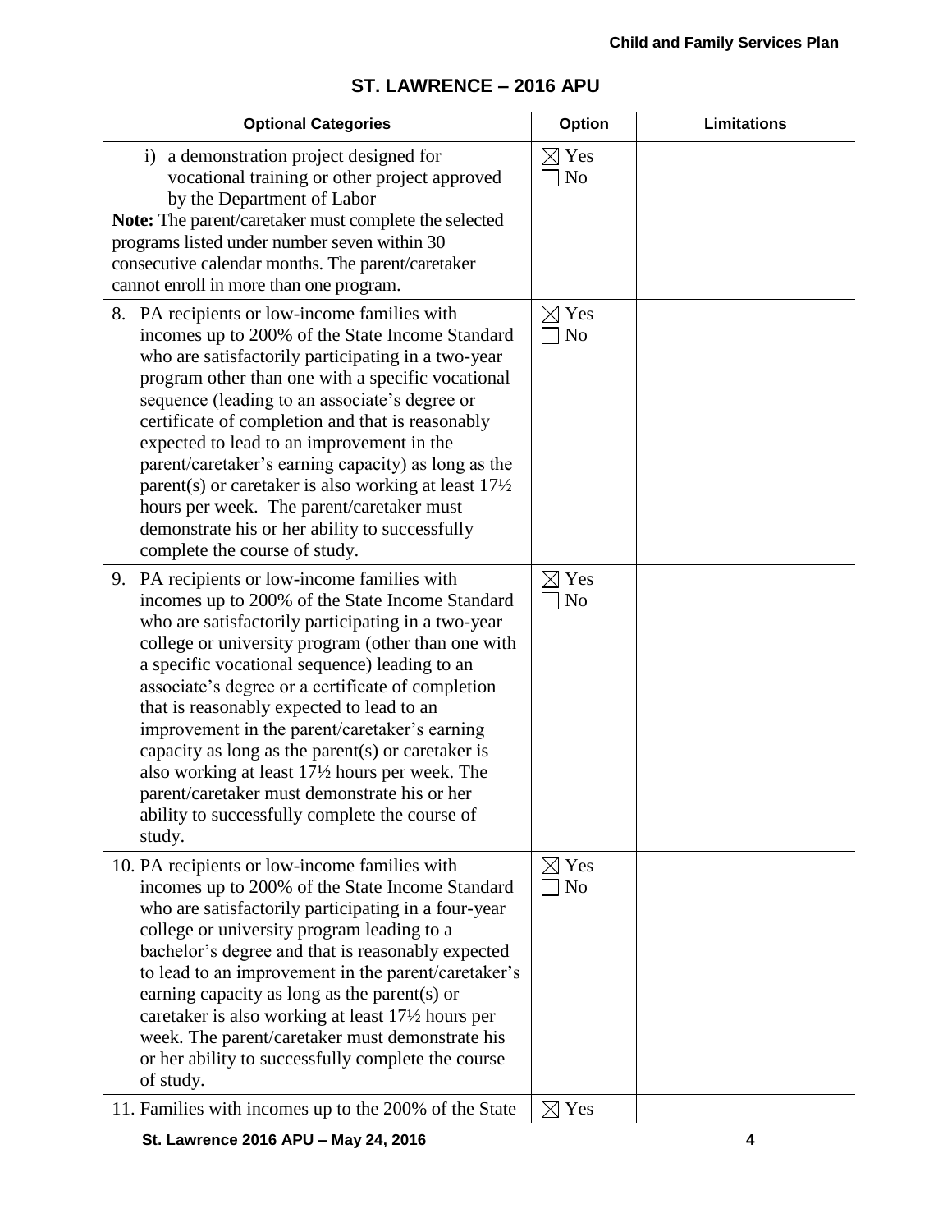## ST. LAWRENCE – 2016 APU

| Optional Categories | Option | Limitations |
|---|---|---|
| i) a demonstration project designed for vocational training or other project approved by the Department of Labor<br>**Note:** The parent/caretaker must complete the selected programs listed under number seven within 30 consecutive calendar months. The parent/caretaker cannot enroll in more than one program. | ☒ Yes<br>☐ No | |
| 8. PA recipients or low-income families with incomes up to 200% of the State Income Standard who are satisfactorily participating in a two-year program other than one with a specific vocational sequence (leading to an associate's degree or certificate of completion and that is reasonably expected to lead to an improvement in the parent/caretaker's earning capacity) as long as the parent(s) or caretaker is also working at least 17½ hours per week. The parent/caretaker must demonstrate his or her ability to successfully complete the course of study. | ☒ Yes<br>☐ No | |
| 9. PA recipients or low-income families with incomes up to 200% of the State Income Standard who are satisfactorily participating in a two-year college or university program (other than one with a specific vocational sequence) leading to an associate's degree or a certificate of completion that is reasonably expected to lead to an improvement in the parent/caretaker's earning capacity as long as the parent(s) or caretaker is also working at least 17½ hours per week. The parent/caretaker must demonstrate his or her ability to successfully complete the course of study. | ☒ Yes<br>☐ No | |
| 10. PA recipients or low-income families with incomes up to 200% of the State Income Standard who are satisfactorily participating in a four-year college or university program leading to a bachelor's degree and that is reasonably expected to lead to an improvement in the parent/caretaker's earning capacity as long as the parent(s) or caretaker is also working at least 17½ hours per week. The parent/caretaker must demonstrate his or her ability to successfully complete the course of study. | ☒ Yes<br>☐ No | |
| 11. Families with incomes up to the 200% of the State | ☒ Yes | |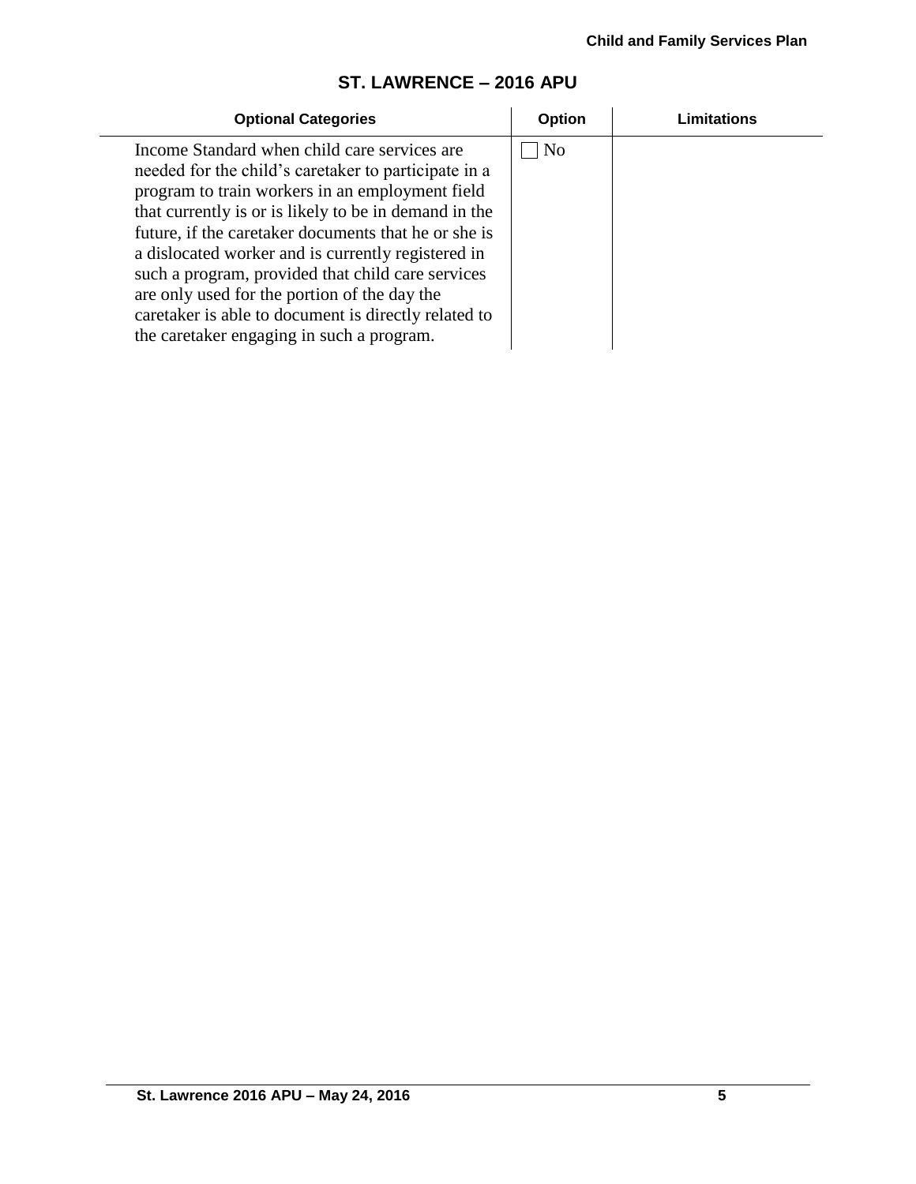## ST. LAWRENCE – 2016 APU

| Optional Categories | Option | Limitations |
|---|---|---|
| Income Standard when child care services are needed for the child's caretaker to participate in a program to train workers in an employment field that currently is or is likely to be in demand in the future, if the caretaker documents that he or she is a dislocated worker and is currently registered in such a program, provided that child care services are only used for the portion of the day the caretaker is able to document is directly related to the caretaker engaging in such a program. | ☐ No | |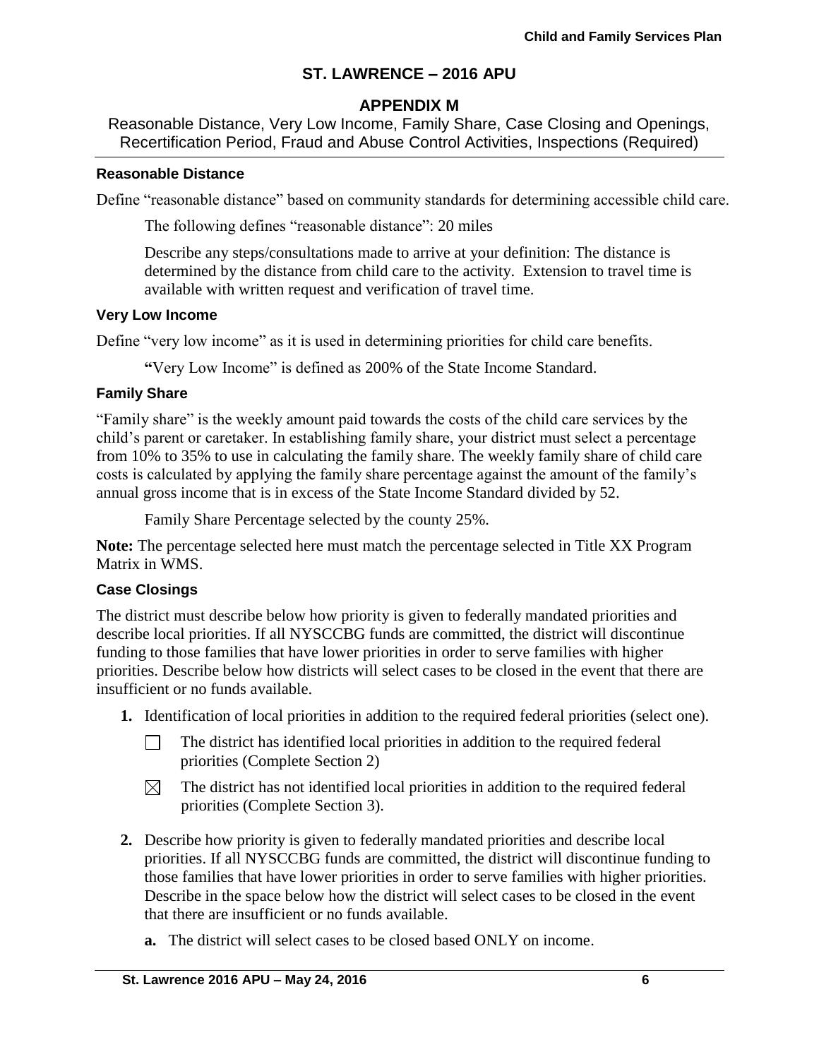# ST. LAWRENCE – 2016 APU

## APPENDIX M

Reasonable Distance, Very Low Income, Family Share, Case Closing and Openings, Recertification Period, Fraud and Abuse Control Activities, Inspections (Required)

### Reasonable Distance

Define "reasonable distance" based on community standards for determining accessible child care.

The following defines "reasonable distance": 20 miles

Describe any steps/consultations made to arrive at your definition: The distance is determined by the distance from child care to the activity. Extension to travel time is available with written request and verification of travel time.

### Very Low Income

Define "very low income" as it is used in determining priorities for child care benefits.

**"**Very Low Income" is defined as 200% of the State Income Standard.

### Family Share

"Family share" is the weekly amount paid towards the costs of the child care services by the child's parent or caretaker. In establishing family share, your district must select a percentage from 10% to 35% to use in calculating the family share. The weekly family share of child care costs is calculated by applying the family share percentage against the amount of the family's annual gross income that is in excess of the State Income Standard divided by 52.

Family Share Percentage selected by the county 25%.

**Note:** The percentage selected here must match the percentage selected in Title XX Program Matrix in WMS.

### Case Closings

The district must describe below how priority is given to federally mandated priorities and describe local priorities. If all NYSCCBG funds are committed, the district will discontinue funding to those families that have lower priorities in order to serve families with higher priorities. Describe below how districts will select cases to be closed in the event that there are insufficient or no funds available.

**1.** Identification of local priorities in addition to the required federal priorities (select one).

- ☐ The district has identified local priorities in addition to the required federal priorities (Complete Section 2)
- ☒ The district has not identified local priorities in addition to the required federal priorities (Complete Section 3).

**2.** Describe how priority is given to federally mandated priorities and describe local priorities. If all NYSCCBG funds are committed, the district will discontinue funding to those families that have lower priorities in order to serve families with higher priorities. Describe in the space below how the district will select cases to be closed in the event that there are insufficient or no funds available.

**a.** The district will select cases to be closed based ONLY on income.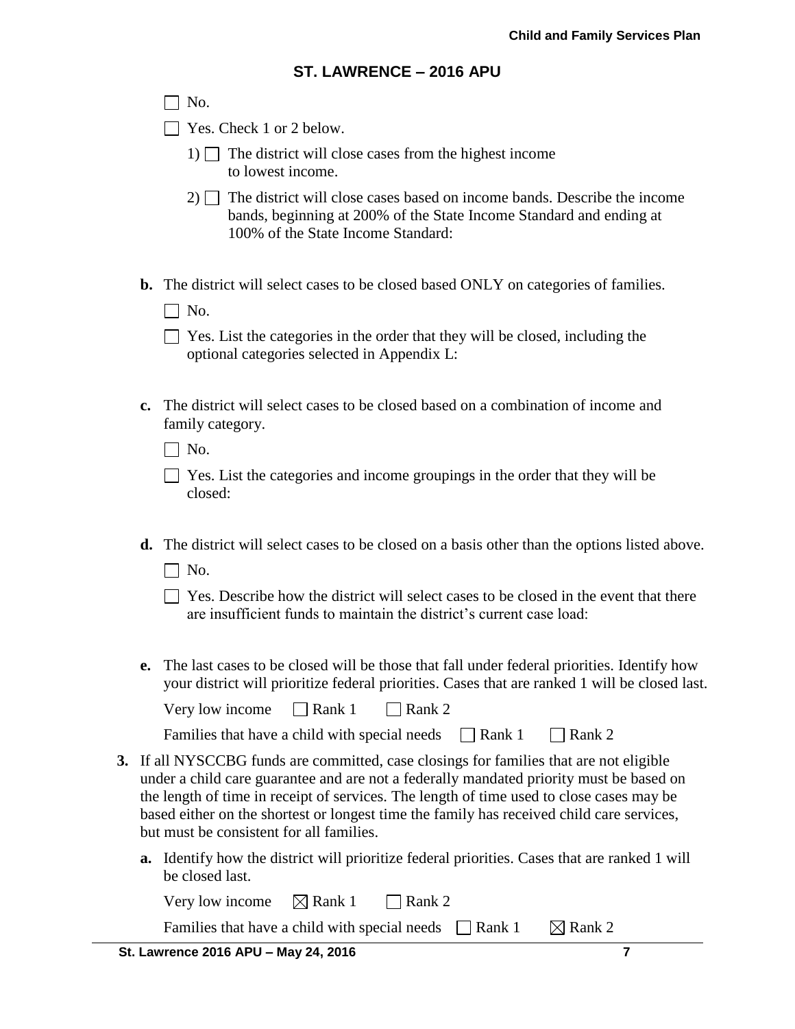## ST. LAWRENCE – 2016 APU

☐ No.

☐ Yes. Check 1 or 2 below.

1) ☐ The district will close cases from the highest income to lowest income.

2) ☐ The district will close cases based on income bands. Describe the income bands, beginning at 200% of the State Income Standard and ending at 100% of the State Income Standard:

**b.** The district will select cases to be closed based ONLY on categories of families.

☐ No.

☐ Yes. List the categories in the order that they will be closed, including the optional categories selected in Appendix L:

**c.** The district will select cases to be closed based on a combination of income and family category.

☐ No.

☐ Yes. List the categories and income groupings in the order that they will be closed:

**d.** The district will select cases to be closed on a basis other than the options listed above.

☐ No.

☐ Yes. Describe how the district will select cases to be closed in the event that there are insufficient funds to maintain the district's current case load:

**e.** The last cases to be closed will be those that fall under federal priorities. Identify how your district will prioritize federal priorities. Cases that are ranked 1 will be closed last.

Very low income ☐ Rank 1 ☐ Rank 2

Families that have a child with special needs ☐ Rank 1 ☐ Rank 2

**3.** If all NYSCCBG funds are committed, case closings for families that are not eligible under a child care guarantee and are not a federally mandated priority must be based on the length of time in receipt of services. The length of time used to close cases may be based either on the shortest or longest time the family has received child care services, but must be consistent for all families.

**a.** Identify how the district will prioritize federal priorities. Cases that are ranked 1 will be closed last.

Very low income ☒ Rank 1 ☐ Rank 2

Families that have a child with special needs ☐ Rank 1 ☒ Rank 2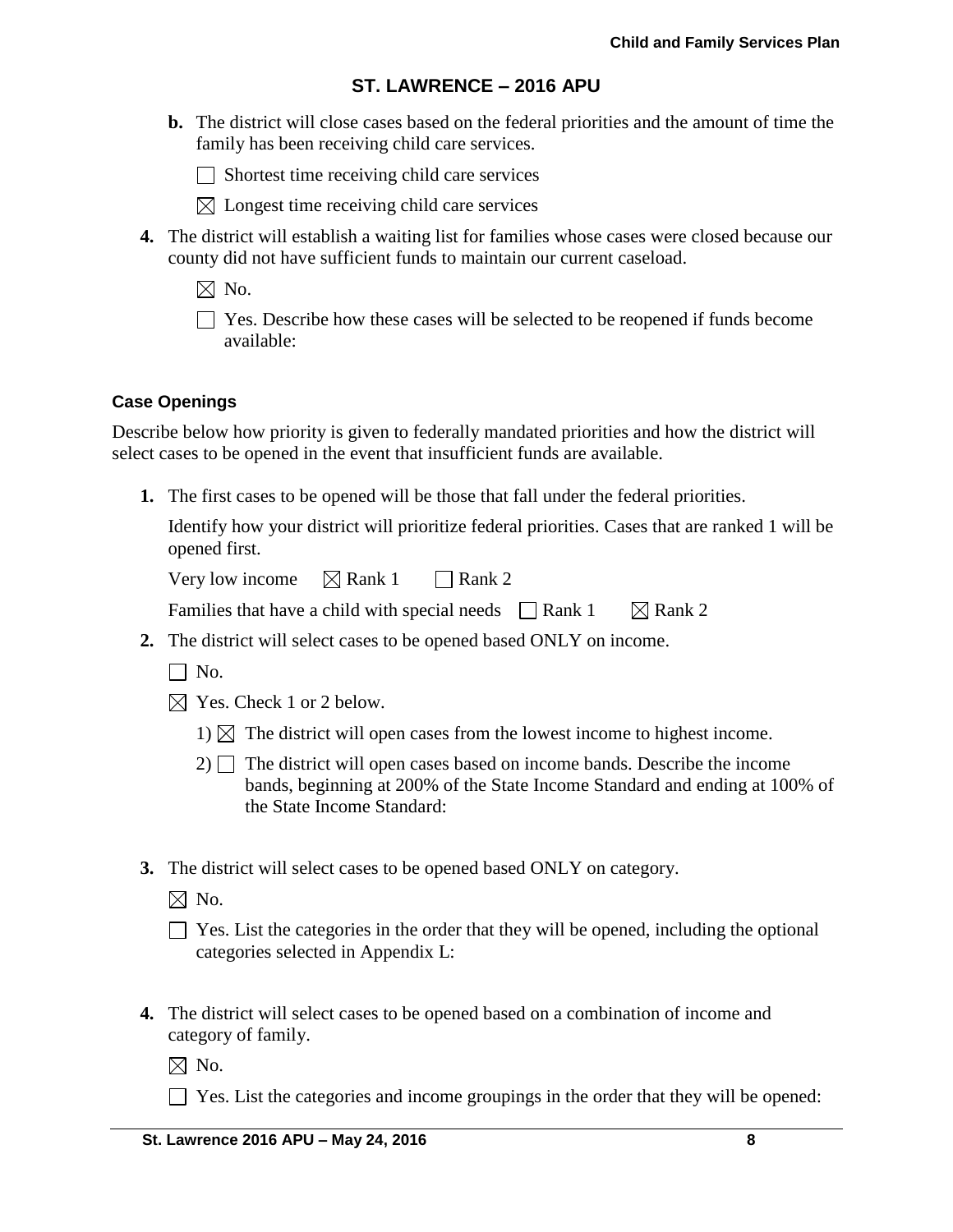## ST. LAWRENCE – 2016 APU

**b.** The district will close cases based on the federal priorities and the amount of time the family has been receiving child care services.

☐ Shortest time receiving child care services

☒ Longest time receiving child care services

**4.** The district will establish a waiting list for families whose cases were closed because our county did not have sufficient funds to maintain our current caseload.

☒ No.

☐ Yes. Describe how these cases will be selected to be reopened if funds become available:

### Case Openings

Describe below how priority is given to federally mandated priorities and how the district will select cases to be opened in the event that insufficient funds are available.

**1.** The first cases to be opened will be those that fall under the federal priorities.

Identify how your district will prioritize federal priorities. Cases that are ranked 1 will be opened first.

Very low income ☒ Rank 1 ☐ Rank 2

Families that have a child with special needs ☐ Rank 1 ☒ Rank 2

**2.** The district will select cases to be opened based ONLY on income.

☐ No.

☒ Yes. Check 1 or 2 below.

1) ☒ The district will open cases from the lowest income to highest income.

2) ☐ The district will open cases based on income bands. Describe the income bands, beginning at 200% of the State Income Standard and ending at 100% of the State Income Standard:

**3.** The district will select cases to be opened based ONLY on category.

☒ No.

☐ Yes. List the categories in the order that they will be opened, including the optional categories selected in Appendix L:

**4.** The district will select cases to be opened based on a combination of income and category of family.

☒ No.

☐ Yes. List the categories and income groupings in the order that they will be opened: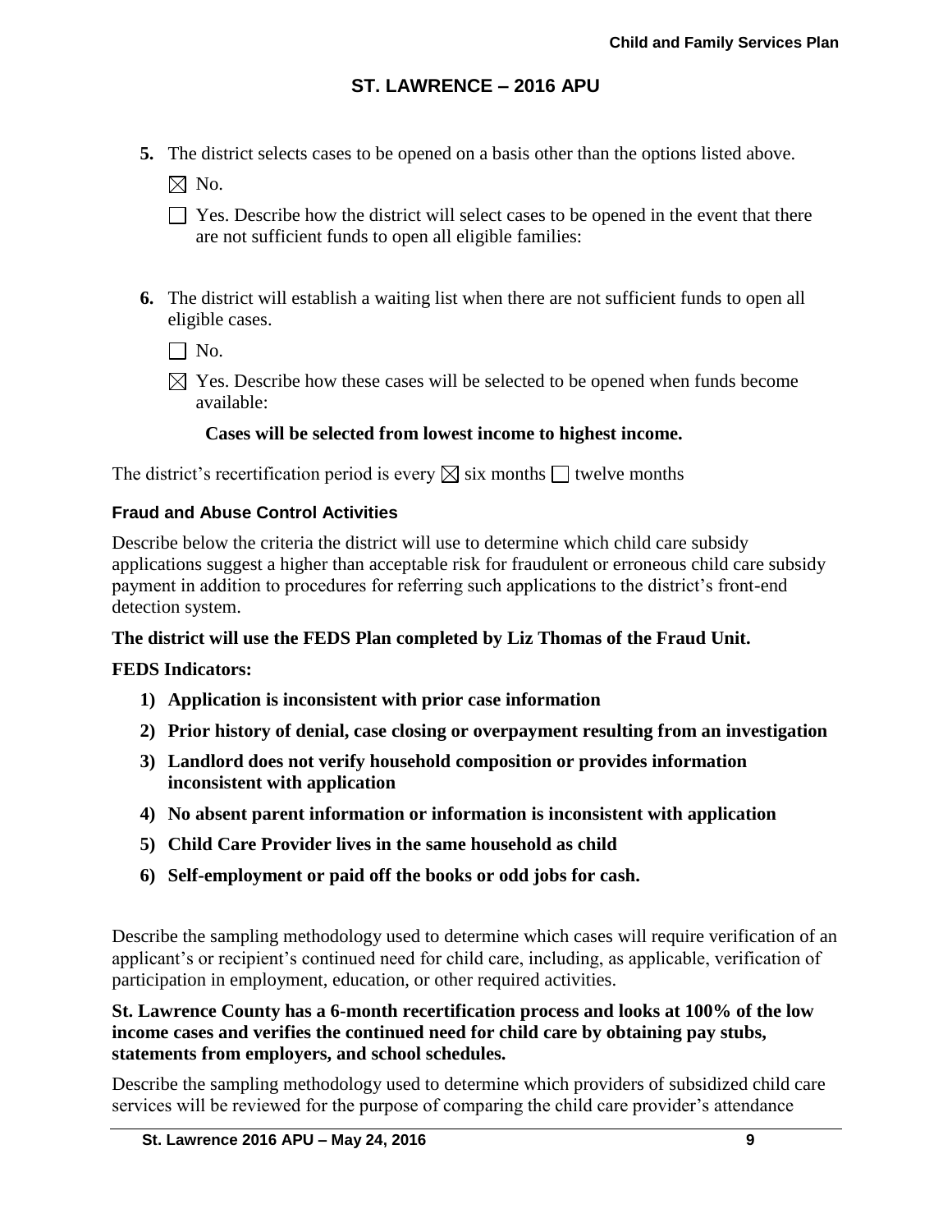**5.** The district selects cases to be opened on a basis other than the options listed above.

☒ No.

☐ Yes. Describe how the district will select cases to be opened in the event that there are not sufficient funds to open all eligible families:

**6.** The district will establish a waiting list when there are not sufficient funds to open all eligible cases.

☐ No.

☒ Yes. Describe how these cases will be selected to be opened when funds become available:

**Cases will be selected from lowest income to highest income.**

The district's recertification period is every ☒ six months ☐ twelve months

### Fraud and Abuse Control Activities

Describe below the criteria the district will use to determine which child care subsidy applications suggest a higher than acceptable risk for fraudulent or erroneous child care subsidy payment in addition to procedures for referring such applications to the district's front-end detection system.

**The district will use the FEDS Plan completed by Liz Thomas of the Fraud Unit.**

**FEDS Indicators:**

1) **Application is inconsistent with prior case information**
2) **Prior history of denial, case closing or overpayment resulting from an investigation**
3) **Landlord does not verify household composition or provides information inconsistent with application**
4) **No absent parent information or information is inconsistent with application**
5) **Child Care Provider lives in the same household as child**
6) **Self-employment or paid off the books or odd jobs for cash.**

Describe the sampling methodology used to determine which cases will require verification of an applicant's or recipient's continued need for child care, including, as applicable, verification of participation in employment, education, or other required activities.

**St. Lawrence County has a 6-month recertification process and looks at 100% of the low income cases and verifies the continued need for child care by obtaining pay stubs, statements from employers, and school schedules.**

Describe the sampling methodology used to determine which providers of subsidized child care services will be reviewed for the purpose of comparing the child care provider's attendance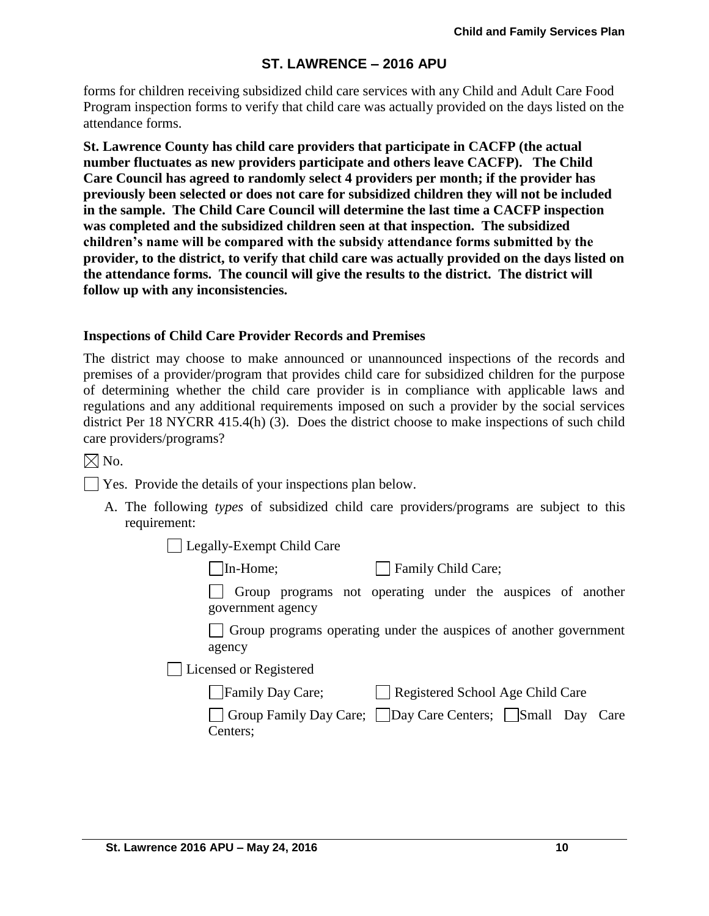forms for children receiving subsidized child care services with any Child and Adult Care Food Program inspection forms to verify that child care was actually provided on the days listed on the attendance forms.

**St. Lawrence County has child care providers that participate in CACFP (the actual number fluctuates as new providers participate and others leave CACFP). The Child Care Council has agreed to randomly select 4 providers per month; if the provider has previously been selected or does not care for subsidized children they will not be included in the sample. The Child Care Council will determine the last time a CACFP inspection was completed and the subsidized children seen at that inspection. The subsidized children's name will be compared with the subsidy attendance forms submitted by the provider, to the district, to verify that child care was actually provided on the days listed on the attendance forms. The council will give the results to the district. The district will follow up with any inconsistencies.**

**Inspections of Child Care Provider Records and Premises**

The district may choose to make announced or unannounced inspections of the records and premises of a provider/program that provides child care for subsidized children for the purpose of determining whether the child care provider is in compliance with applicable laws and regulations and any additional requirements imposed on such a provider by the social services district Per 18 NYCRR 415.4(h) (3). Does the district choose to make inspections of such child care providers/programs?

☒ No.

☐ Yes. Provide the details of your inspections plan below.

A. The following *types* of subsidized child care providers/programs are subject to this requirement:

☐ Legally-Exempt Child Care

☐ In-Home; ☐ Family Child Care;

☐ Group programs not operating under the auspices of another government agency

☐ Group programs operating under the auspices of another government agency

☐ Licensed or Registered

☐ Family Day Care; ☐ Registered School Age Child Care

☐ Group Family Day Care; ☐ Day Care Centers; ☐ Small Day Care Centers;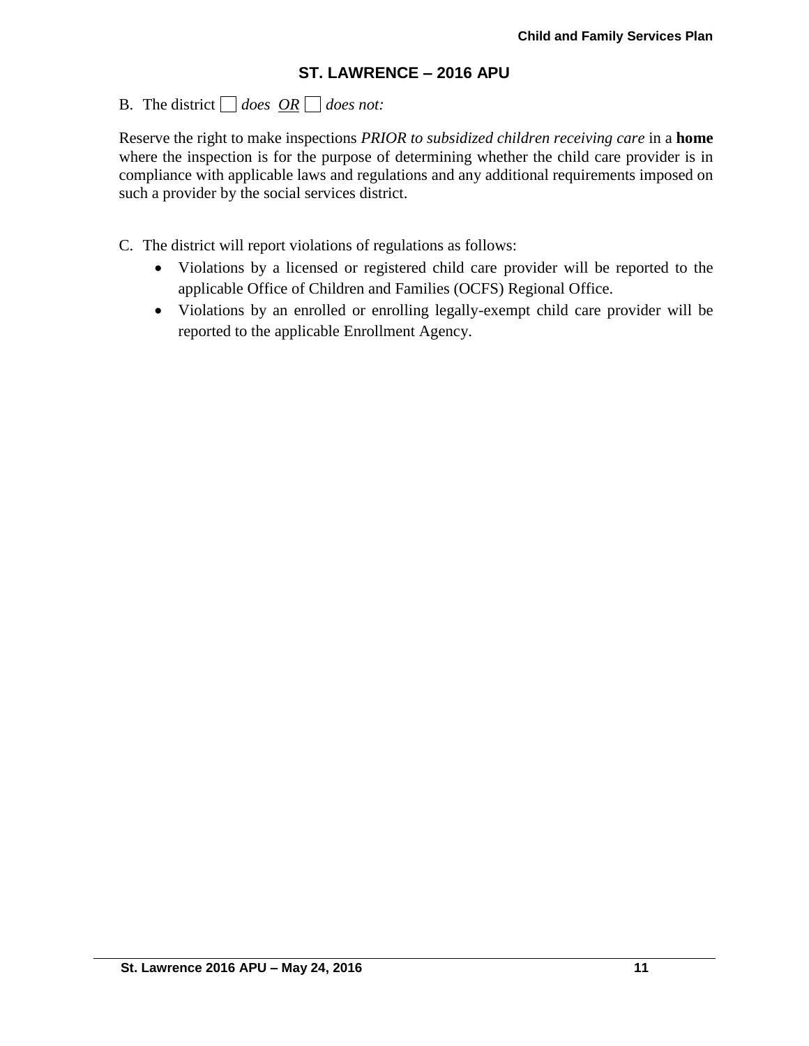## ST. LAWRENCE – 2016 APU

B. The district ☐ *does* <u>*OR*</u> ☐ *does not:*

Reserve the right to make inspections *PRIOR to subsidized children receiving care* in a **home** where the inspection is for the purpose of determining whether the child care provider is in compliance with applicable laws and regulations and any additional requirements imposed on such a provider by the social services district.

C. The district will report violations of regulations as follows:

- Violations by a licensed or registered child care provider will be reported to the applicable Office of Children and Families (OCFS) Regional Office.
- Violations by an enrolled or enrolling legally-exempt child care provider will be reported to the applicable Enrollment Agency.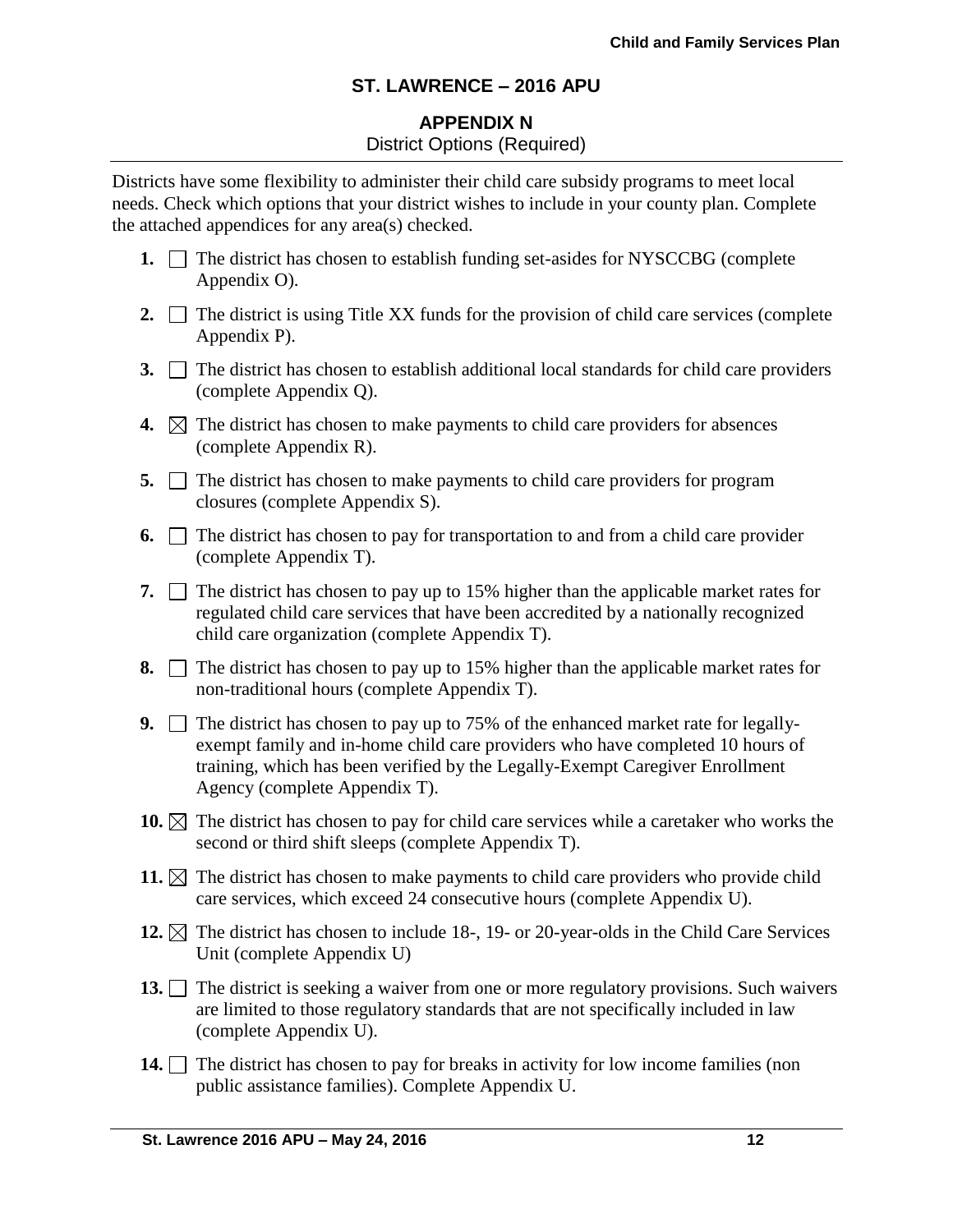## ST. LAWRENCE – 2016 APU

### APPENDIX N

District Options (Required)

Districts have some flexibility to administer their child care subsidy programs to meet local needs. Check which options that your district wishes to include in your county plan. Complete the attached appendices for any area(s) checked.

1. ☐ The district has chosen to establish funding set-asides for NYSCCBG (complete Appendix O).
2. ☐ The district is using Title XX funds for the provision of child care services (complete Appendix P).
3. ☐ The district has chosen to establish additional local standards for child care providers (complete Appendix Q).
4. ☒ The district has chosen to make payments to child care providers for absences (complete Appendix R).
5. ☐ The district has chosen to make payments to child care providers for program closures (complete Appendix S).
6. ☐ The district has chosen to pay for transportation to and from a child care provider (complete Appendix T).
7. ☐ The district has chosen to pay up to 15% higher than the applicable market rates for regulated child care services that have been accredited by a nationally recognized child care organization (complete Appendix T).
8. ☐ The district has chosen to pay up to 15% higher than the applicable market rates for non-traditional hours (complete Appendix T).
9. ☐ The district has chosen to pay up to 75% of the enhanced market rate for legally-exempt family and in-home child care providers who have completed 10 hours of training, which has been verified by the Legally-Exempt Caregiver Enrollment Agency (complete Appendix T).
10. ☒ The district has chosen to pay for child care services while a caretaker who works the second or third shift sleeps (complete Appendix T).
11. ☒ The district has chosen to make payments to child care providers who provide child care services, which exceed 24 consecutive hours (complete Appendix U).
12. ☒ The district has chosen to include 18-, 19- or 20-year-olds in the Child Care Services Unit (complete Appendix U)
13. ☐ The district is seeking a waiver from one or more regulatory provisions. Such waivers are limited to those regulatory standards that are not specifically included in law (complete Appendix U).
14. ☐ The district has chosen to pay for breaks in activity for low income families (non public assistance families). Complete Appendix U.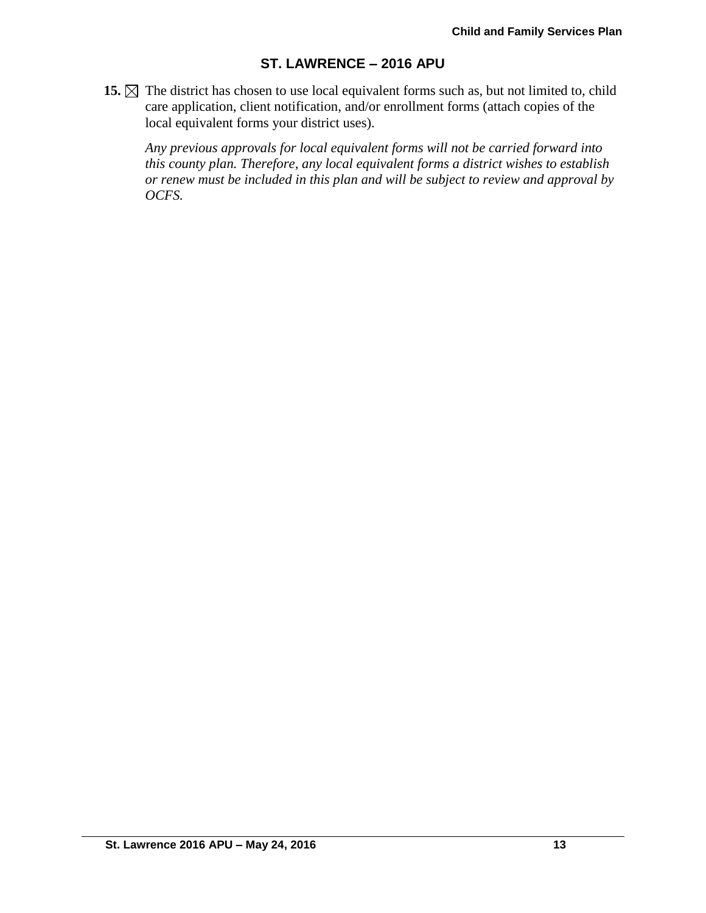## ST. LAWRENCE – 2016 APU

**15.** ☒ The district has chosen to use local equivalent forms such as, but not limited to, child care application, client notification, and/or enrollment forms (attach copies of the local equivalent forms your district uses).

*Any previous approvals for local equivalent forms will not be carried forward into this county plan. Therefore, any local equivalent forms a district wishes to establish or renew must be included in this plan and will be subject to review and approval by OCFS.*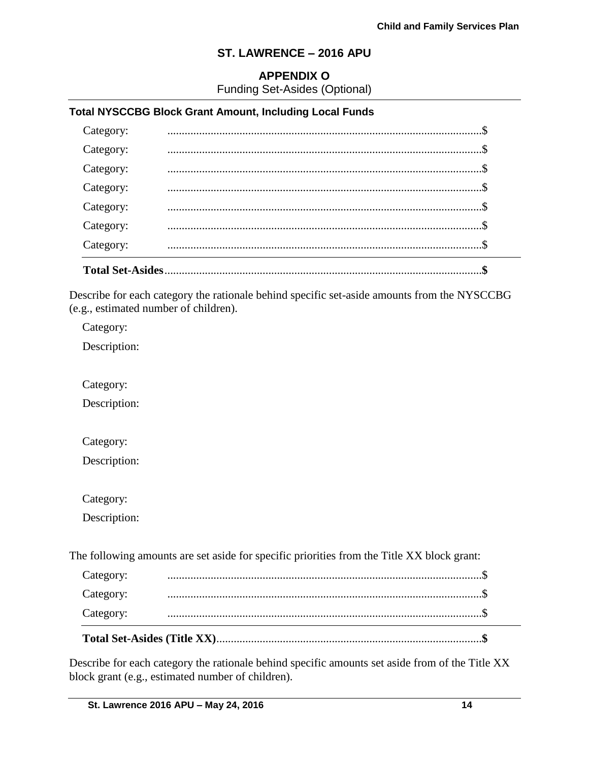## ST. LAWRENCE – 2016 APU

### APPENDIX O

Funding Set-Asides (Optional)

**Total NYSCCBG Block Grant Amount, Including Local Funds**

Category: ............................................................................................................$

Category: ............................................................................................................$

Category: ............................................................................................................$

Category: ............................................................................................................$

Category: ............................................................................................................$

Category: ............................................................................................................$

Category: ............................................................................................................$

**Total Set-Asides**.............................................................................................................**$**

Describe for each category the rationale behind specific set-aside amounts from the NYSCCBG (e.g., estimated number of children).

Category:

Description:

Category:

Description:

Category:

Description:

Category:

Description:

The following amounts are set aside for specific priorities from the Title XX block grant:

Category: ............................................................................................................$

Category: ............................................................................................................$

Category: ............................................................................................................$

**Total Set-Asides (Title XX)**...........................................................................................**$**

Describe for each category the rationale behind specific amounts set aside from of the Title XX block grant (e.g., estimated number of children).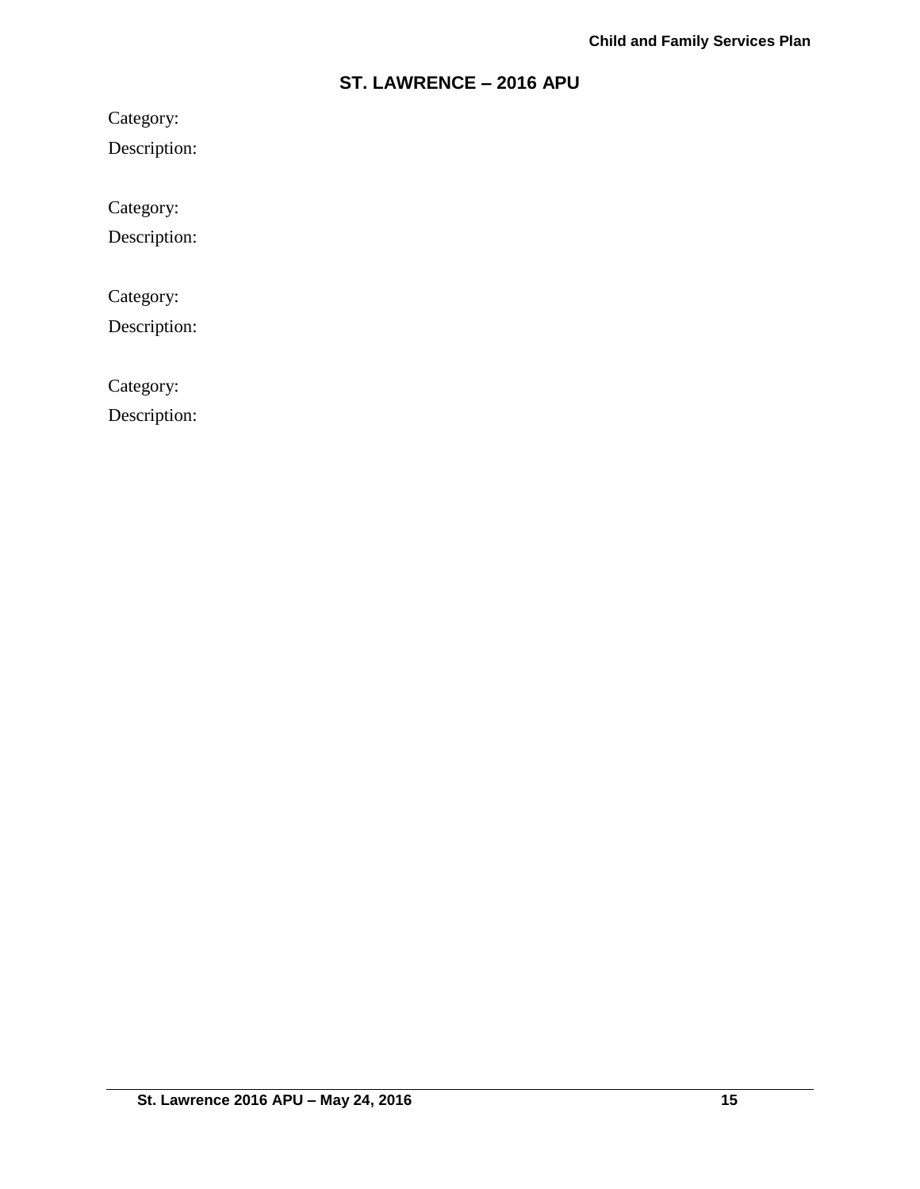## ST. LAWRENCE – 2016 APU

Category:

Description:

Category:

Description:

Category:

Description:

Category:

Description: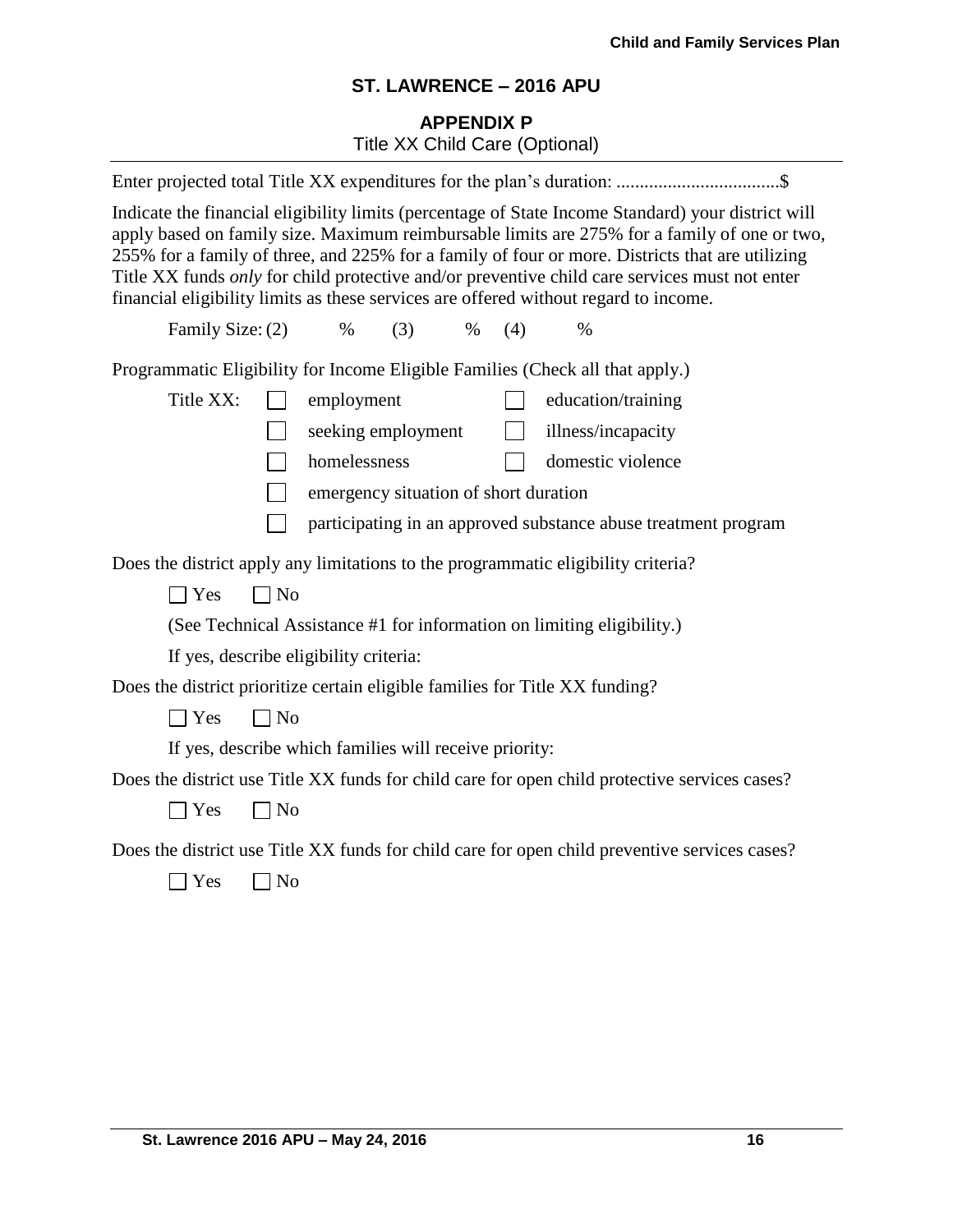## ST. LAWRENCE – 2016 APU

### APPENDIX P

Title XX Child Care (Optional)

Enter projected total Title XX expenditures for the plan's duration: ..................................$

Indicate the financial eligibility limits (percentage of State Income Standard) your district will apply based on family size. Maximum reimbursable limits are 275% for a family of one or two, 255% for a family of three, and 225% for a family of four or more. Districts that are utilizing Title XX funds *only* for child protective and/or preventive child care services must not enter financial eligibility limits as these services are offered without regard to income.

Family Size: (2) % (3) % (4) %

Programmatic Eligibility for Income Eligible Families (Check all that apply.)

Title XX:

- ☐ employment
- ☐ education/training
- ☐ seeking employment
- ☐ illness/incapacity
- ☐ homelessness
- ☐ domestic violence
- ☐ emergency situation of short duration
- ☐ participating in an approved substance abuse treatment program

Does the district apply any limitations to the programmatic eligibility criteria?

☐ Yes ☐ No

(See Technical Assistance #1 for information on limiting eligibility.)

If yes, describe eligibility criteria:

Does the district prioritize certain eligible families for Title XX funding?

☐ Yes ☐ No

If yes, describe which families will receive priority:

Does the district use Title XX funds for child care for open child protective services cases?

☐ Yes ☐ No

Does the district use Title XX funds for child care for open child preventive services cases?

☐ Yes ☐ No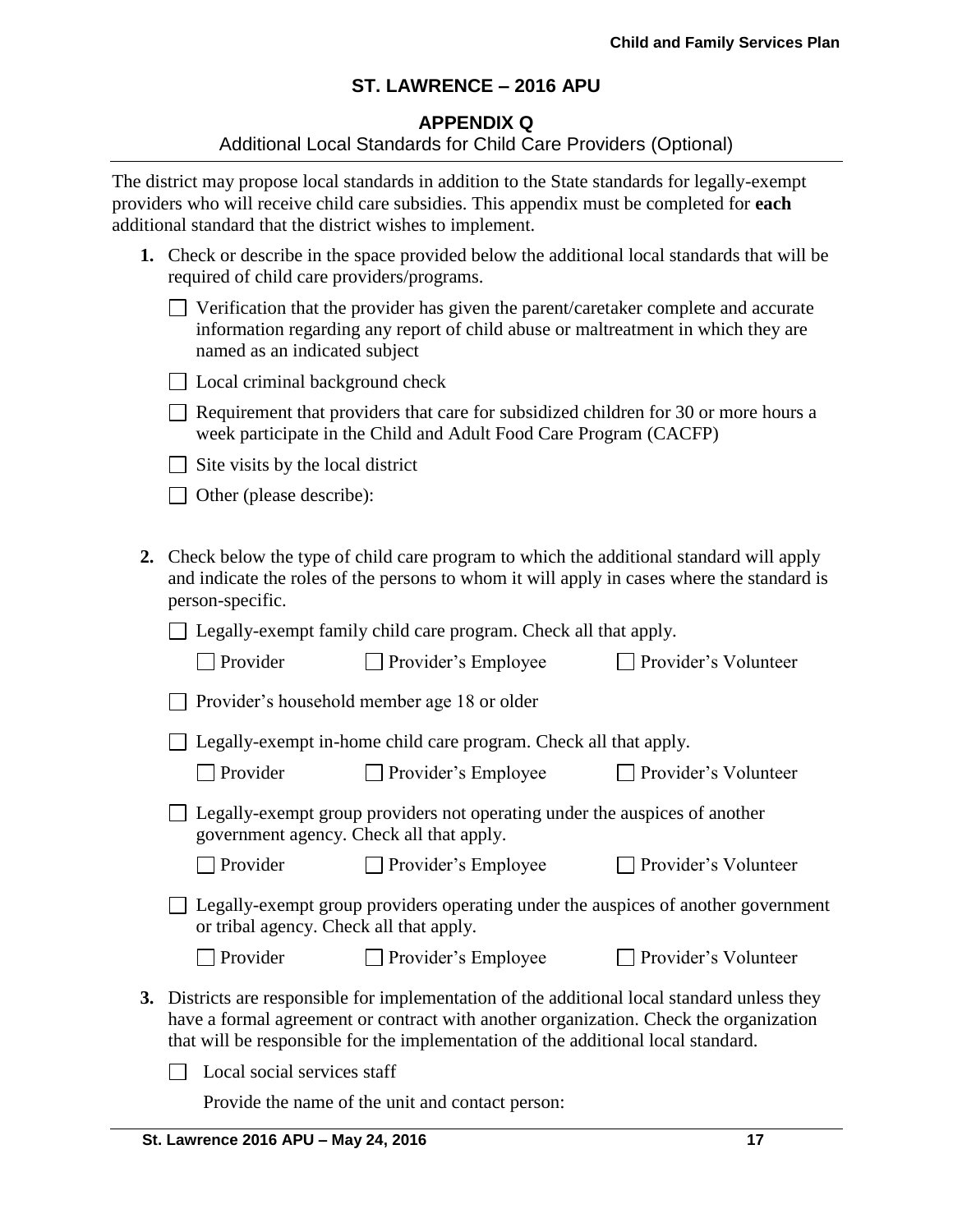## ST. LAWRENCE – 2016 APU

### APPENDIX Q

Additional Local Standards for Child Care Providers (Optional)

The district may propose local standards in addition to the State standards for legally-exempt providers who will receive child care subsidies. This appendix must be completed for **each** additional standard that the district wishes to implement.

**1.** Check or describe in the space provided below the additional local standards that will be required of child care providers/programs.

- ☐ Verification that the provider has given the parent/caretaker complete and accurate information regarding any report of child abuse or maltreatment in which they are named as an indicated subject
- ☐ Local criminal background check
- ☐ Requirement that providers that care for subsidized children for 30 or more hours a week participate in the Child and Adult Food Care Program (CACFP)
- ☐ Site visits by the local district
- ☐ Other (please describe):

**2.** Check below the type of child care program to which the additional standard will apply and indicate the roles of the persons to whom it will apply in cases where the standard is person-specific.

- ☐ Legally-exempt family child care program. Check all that apply.

  ☐ Provider ☐ Provider's Employee ☐ Provider's Volunteer

- ☐ Provider's household member age 18 or older
- ☐ Legally-exempt in-home child care program. Check all that apply.

  ☐ Provider ☐ Provider's Employee ☐ Provider's Volunteer

- ☐ Legally-exempt group providers not operating under the auspices of another government agency. Check all that apply.

  ☐ Provider ☐ Provider's Employee ☐ Provider's Volunteer

- ☐ Legally-exempt group providers operating under the auspices of another government or tribal agency. Check all that apply.

  ☐ Provider ☐ Provider's Employee ☐ Provider's Volunteer

**3.** Districts are responsible for implementation of the additional local standard unless they have a formal agreement or contract with another organization. Check the organization that will be responsible for the implementation of the additional local standard.

- ☐ Local social services staff

  Provide the name of the unit and contact person: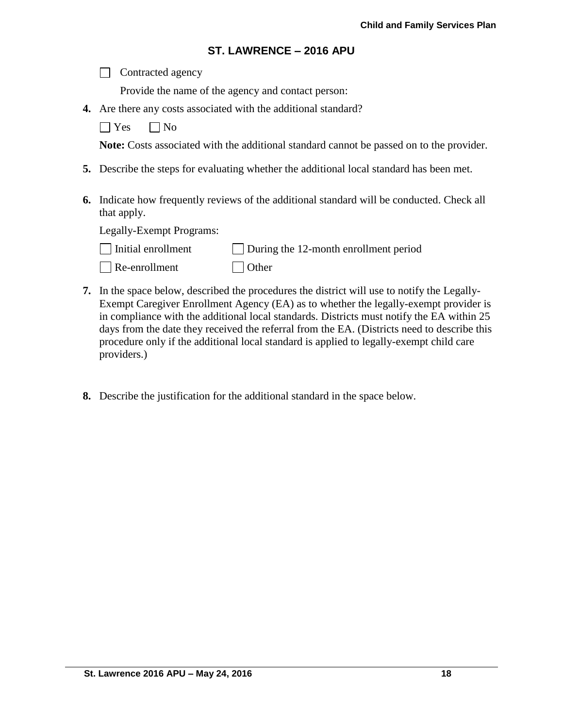## ST. LAWRENCE – 2016 APU

☐ Contracted agency

Provide the name of the agency and contact person:

**4.** Are there any costs associated with the additional standard?

☐ Yes ☐ No

**Note:** Costs associated with the additional standard cannot be passed on to the provider.

**5.** Describe the steps for evaluating whether the additional local standard has been met.

**6.** Indicate how frequently reviews of the additional standard will be conducted. Check all that apply.

Legally-Exempt Programs:

☐ Initial enrollment ☐ During the 12-month enrollment period

☐ Re-enrollment ☐ Other

**7.** In the space below, described the procedures the district will use to notify the Legally-Exempt Caregiver Enrollment Agency (EA) as to whether the legally-exempt provider is in compliance with the additional local standards. Districts must notify the EA within 25 days from the date they received the referral from the EA. (Districts need to describe this procedure only if the additional local standard is applied to legally-exempt child care providers.)

**8.** Describe the justification for the additional standard in the space below.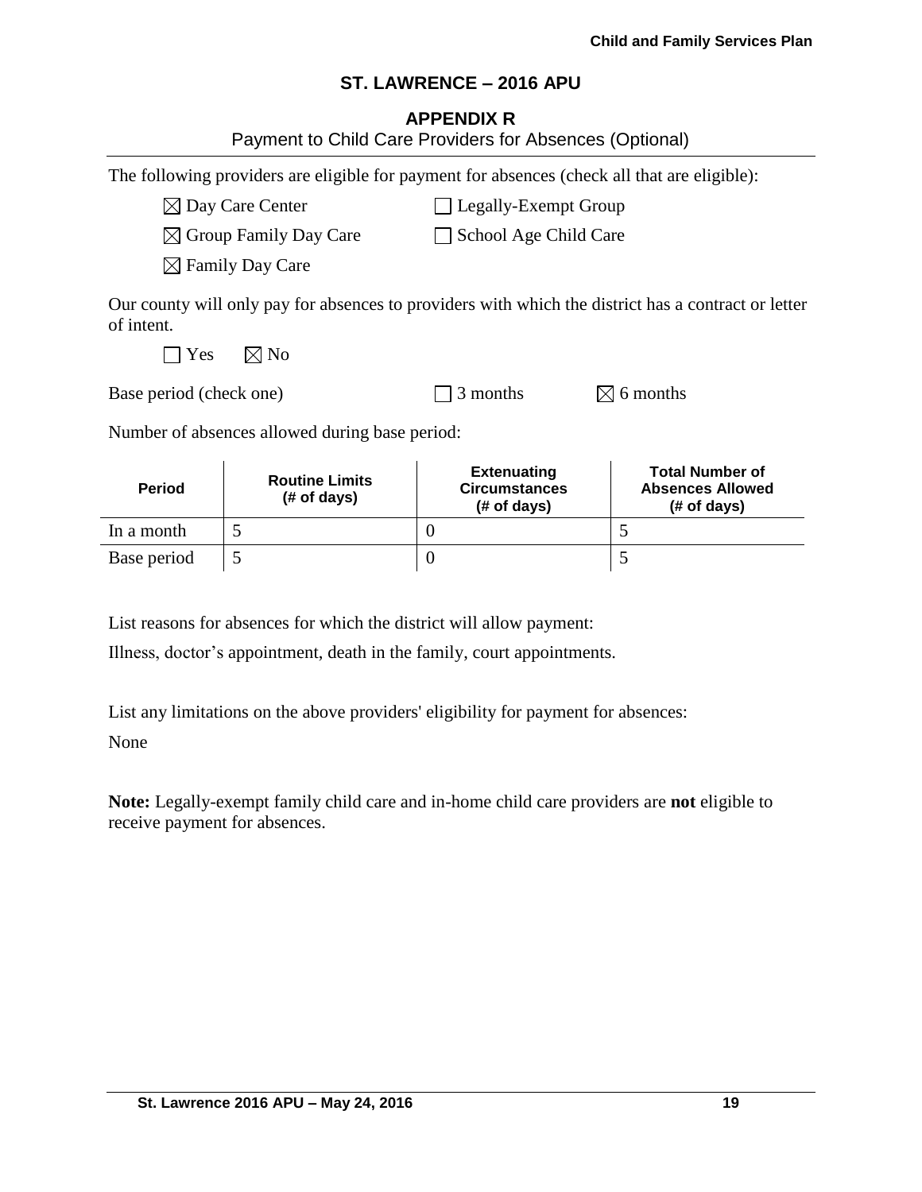## ST. LAWRENCE – 2016 APU

### APPENDIX R

Payment to Child Care Providers for Absences (Optional)

The following providers are eligible for payment for absences (check all that are eligible):

☒ Day Care Center ☐ Legally-Exempt Group

☒ Group Family Day Care ☐ School Age Child Care

☒ Family Day Care

Our county will only pay for absences to providers with which the district has a contract or letter of intent.

☐ Yes ☒ No

Base period (check one) ☐ 3 months ☒ 6 months

Number of absences allowed during base period:

| Period | Routine Limits (# of days) | Extenuating Circumstances (# of days) | Total Number of Absences Allowed (# of days) |
|---|---|---|---|
| In a month | 5 | 0 | 5 |
| Base period | 5 | 0 | 5 |

List reasons for absences for which the district will allow payment:

Illness, doctor's appointment, death in the family, court appointments.

List any limitations on the above providers' eligibility for payment for absences:

None

**Note:** Legally-exempt family child care and in-home child care providers are **not** eligible to receive payment for absences.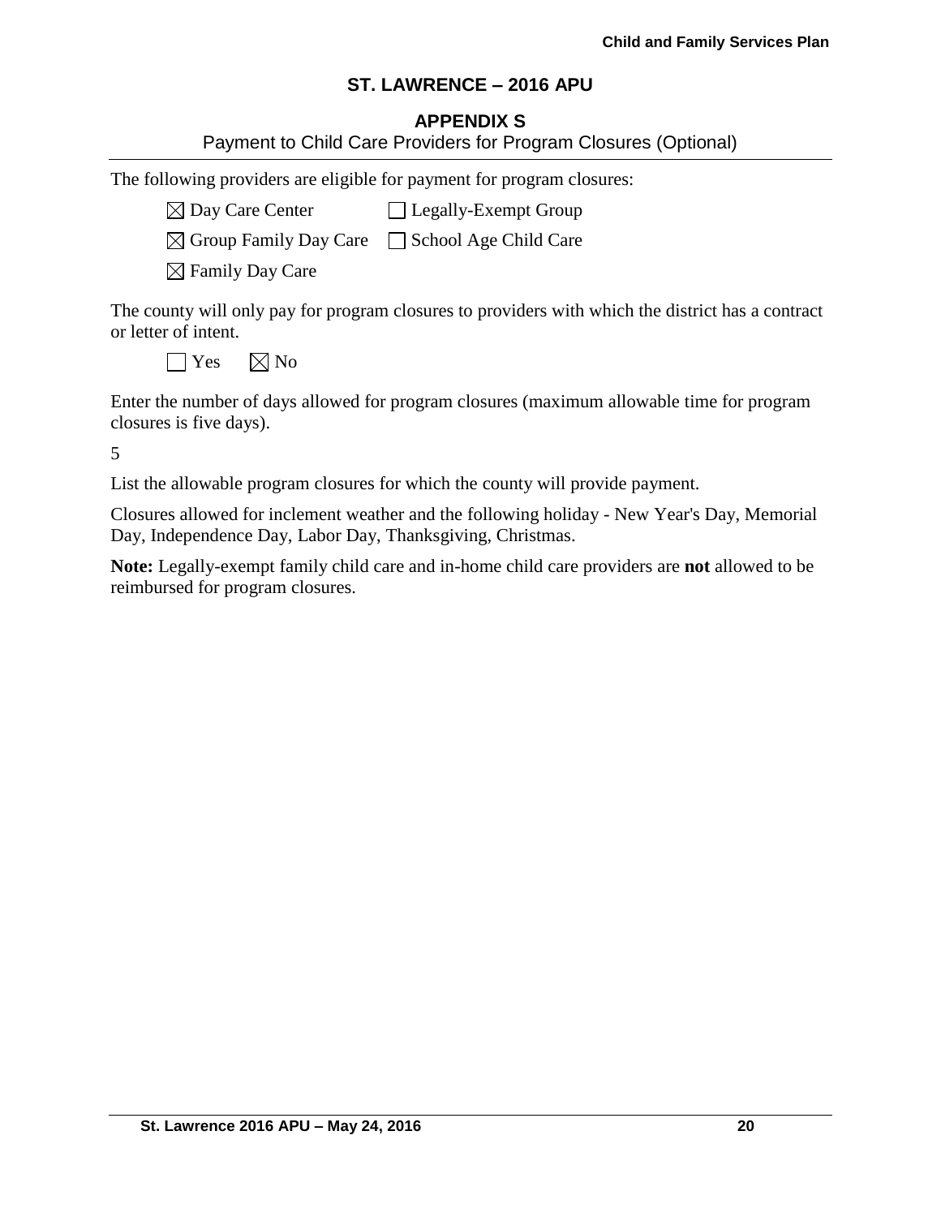## ST. LAWRENCE – 2016 APU

### APPENDIX S

Payment to Child Care Providers for Program Closures (Optional)

The following providers are eligible for payment for program closures:

☒ Day Care Center ☐ Legally-Exempt Group

☒ Group Family Day Care ☐ School Age Child Care

☒ Family Day Care

The county will only pay for program closures to providers with which the district has a contract or letter of intent.

☐ Yes ☒ No

Enter the number of days allowed for program closures (maximum allowable time for program closures is five days).

5

List the allowable program closures for which the county will provide payment.

Closures allowed for inclement weather and the following holiday - New Year's Day, Memorial Day, Independence Day, Labor Day, Thanksgiving, Christmas.

**Note:** Legally-exempt family child care and in-home child care providers are **not** allowed to be reimbursed for program closures.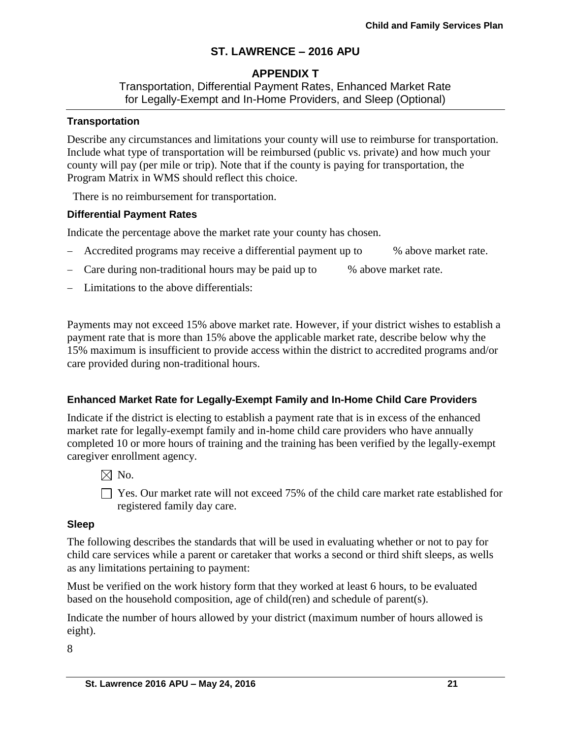# ST. LAWRENCE – 2016 APU

## APPENDIX T

Transportation, Differential Payment Rates, Enhanced Market Rate for Legally-Exempt and In-Home Providers, and Sleep (Optional)

### Transportation

Describe any circumstances and limitations your county will use to reimburse for transportation. Include what type of transportation will be reimbursed (public vs. private) and how much your county will pay (per mile or trip). Note that if the county is paying for transportation, the Program Matrix in WMS should reflect this choice.

There is no reimbursement for transportation.

### Differential Payment Rates

Indicate the percentage above the market rate your county has chosen.

- Accredited programs may receive a differential payment up to % above market rate.
- Care during non-traditional hours may be paid up to % above market rate.
- Limitations to the above differentials:

Payments may not exceed 15% above market rate. However, if your district wishes to establish a payment rate that is more than 15% above the applicable market rate, describe below why the 15% maximum is insufficient to provide access within the district to accredited programs and/or care provided during non-traditional hours.

### Enhanced Market Rate for Legally-Exempt Family and In-Home Child Care Providers

Indicate if the district is electing to establish a payment rate that is in excess of the enhanced market rate for legally-exempt family and in-home child care providers who have annually completed 10 or more hours of training and the training has been verified by the legally-exempt caregiver enrollment agency.

☒ No.

☐ Yes. Our market rate will not exceed 75% of the child care market rate established for registered family day care.

### Sleep

The following describes the standards that will be used in evaluating whether or not to pay for child care services while a parent or caretaker that works a second or third shift sleeps, as wells as any limitations pertaining to payment:

Must be verified on the work history form that they worked at least 6 hours, to be evaluated based on the household composition, age of child(ren) and schedule of parent(s).

Indicate the number of hours allowed by your district (maximum number of hours allowed is eight).

8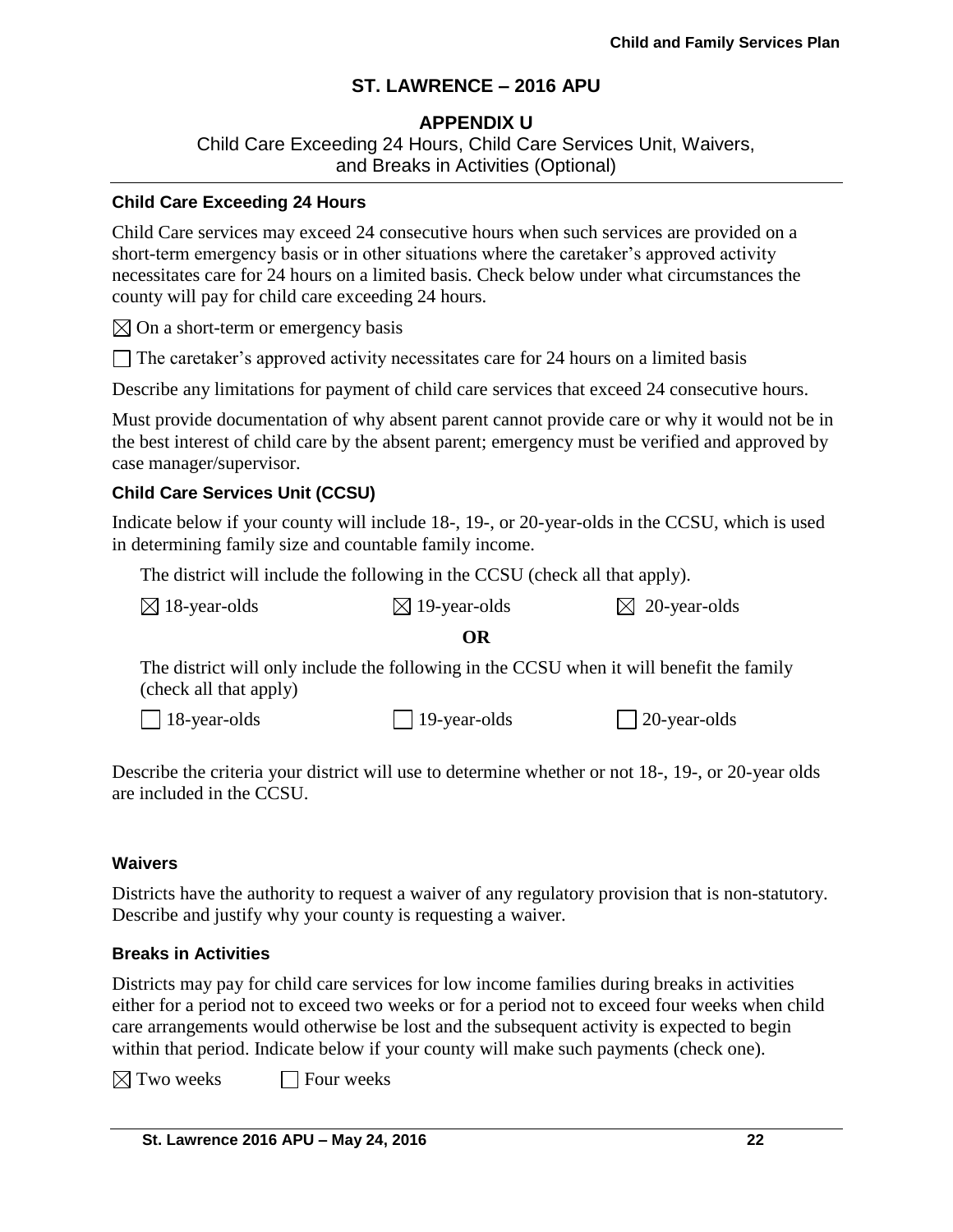# ST. LAWRENCE – 2016 APU

## APPENDIX U

Child Care Exceeding 24 Hours, Child Care Services Unit, Waivers, and Breaks in Activities (Optional)

### Child Care Exceeding 24 Hours

Child Care services may exceed 24 consecutive hours when such services are provided on a short-term emergency basis or in other situations where the caretaker's approved activity necessitates care for 24 hours on a limited basis. Check below under what circumstances the county will pay for child care exceeding 24 hours.

☒ On a short-term or emergency basis

☐ The caretaker's approved activity necessitates care for 24 hours on a limited basis

Describe any limitations for payment of child care services that exceed 24 consecutive hours.

Must provide documentation of why absent parent cannot provide care or why it would not be in the best interest of child care by the absent parent; emergency must be verified and approved by case manager/supervisor.

### Child Care Services Unit (CCSU)

Indicate below if your county will include 18-, 19-, or 20-year-olds in the CCSU, which is used in determining family size and countable family income.

The district will include the following in the CCSU (check all that apply).

☒ 18-year-olds ☒ 19-year-olds ☒ 20-year-olds

**OR**

The district will only include the following in the CCSU when it will benefit the family (check all that apply)

☐ 18-year-olds ☐ 19-year-olds ☐ 20-year-olds

Describe the criteria your district will use to determine whether or not 18-, 19-, or 20-year olds are included in the CCSU.

### Waivers

Districts have the authority to request a waiver of any regulatory provision that is non-statutory. Describe and justify why your county is requesting a waiver.

### Breaks in Activities

Districts may pay for child care services for low income families during breaks in activities either for a period not to exceed two weeks or for a period not to exceed four weeks when child care arrangements would otherwise be lost and the subsequent activity is expected to begin within that period. Indicate below if your county will make such payments (check one).

☒ Two weeks ☐ Four weeks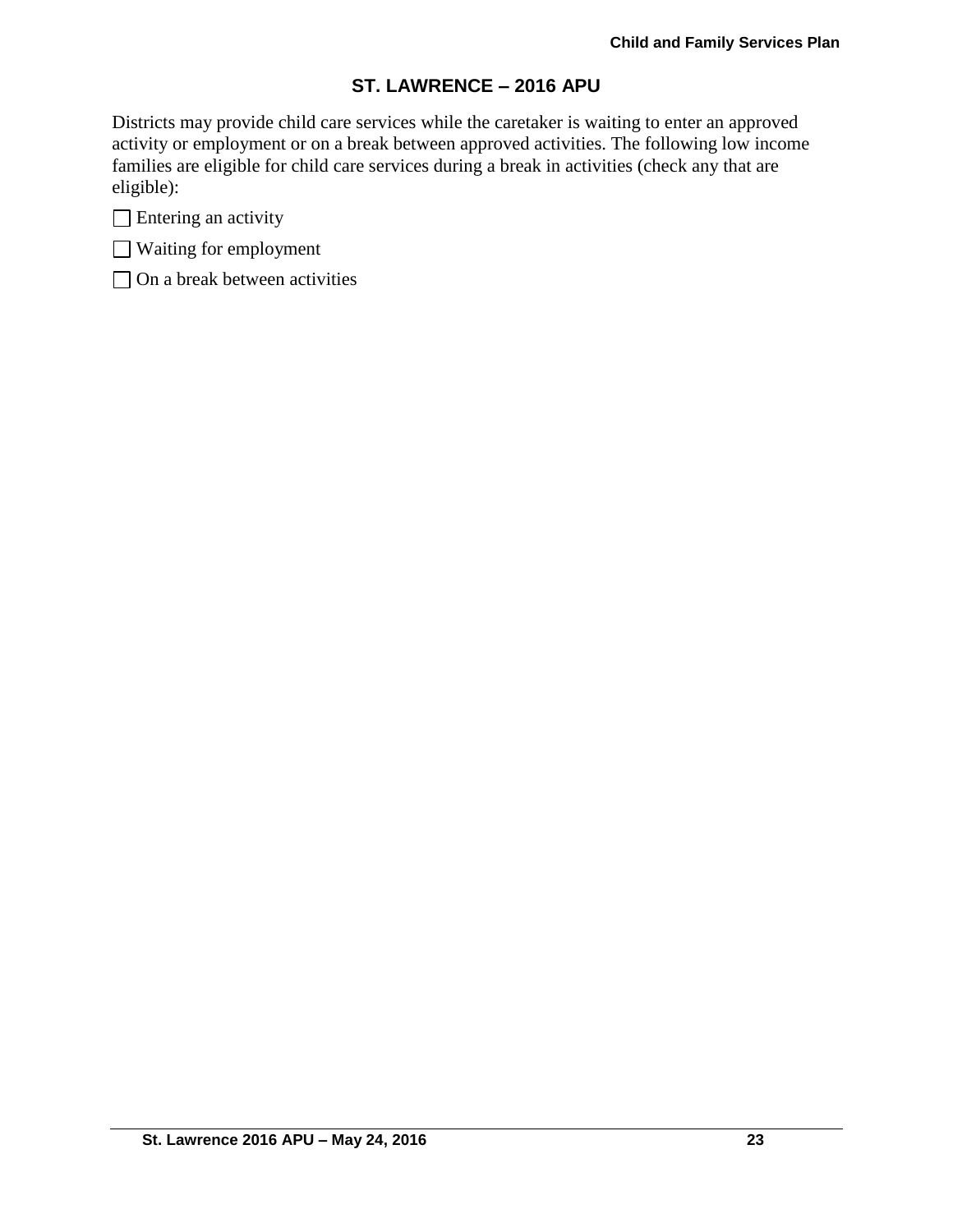## ST. LAWRENCE – 2016 APU

Districts may provide child care services while the caretaker is waiting to enter an approved activity or employment or on a break between approved activities. The following low income families are eligible for child care services during a break in activities (check any that are eligible):

☐ Entering an activity

☐ Waiting for employment

☐ On a break between activities